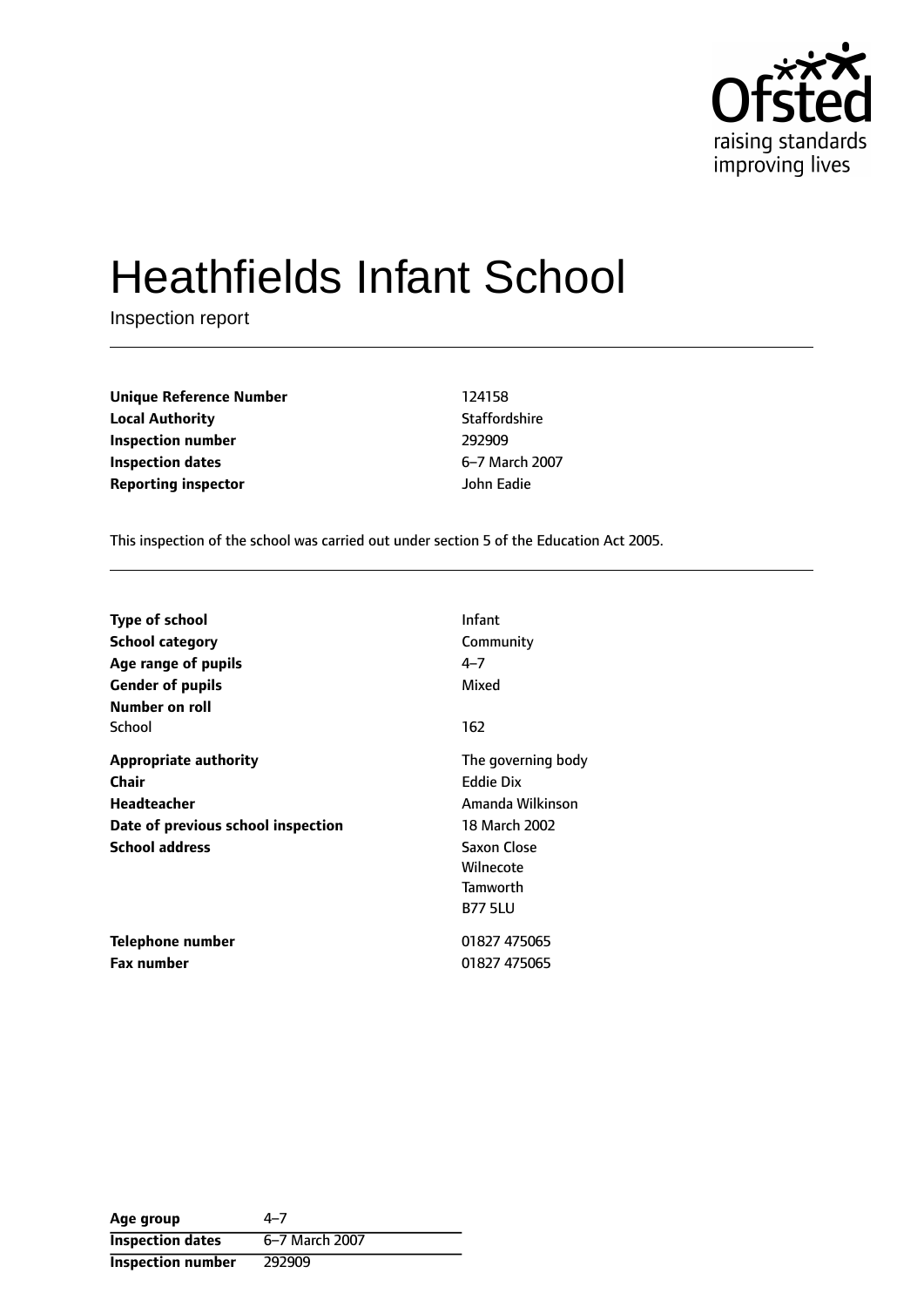Ofsted raising standards improving lives

# Heathfields Infant School

Inspection report

| | |
|---|---|
| **Unique Reference Number** | 124158 |
| **Local Authority** | Staffordshire |
| **Inspection number** | 292909 |
| **Inspection dates** | 6–7 March 2007 |
| **Reporting inspector** | John Eadie |

This inspection of the school was carried out under section 5 of the Education Act 2005.

| | |
|---|---|
| **Type of school** | Infant |
| **School category** | Community |
| **Age range of pupils** | 4–7 |
| **Gender of pupils** | Mixed |
| **Number on roll** | |
| School | 162 |
| **Appropriate authority** | The governing body |
| **Chair** | Eddie Dix |
| **Headteacher** | Amanda Wilkinson |
| **Date of previous school inspection** | 18 March 2002 |
| **School address** | Saxon Close<br>Wilnecote<br>Tamworth<br>B77 5LU |
| **Telephone number** | 01827 475065 |
| **Fax number** | 01827 475065 |

| | |
|---|---|
| **Age group** | 4–7 |
| **Inspection dates** | 6–7 March 2007 |
| **Inspection number** | 292909 |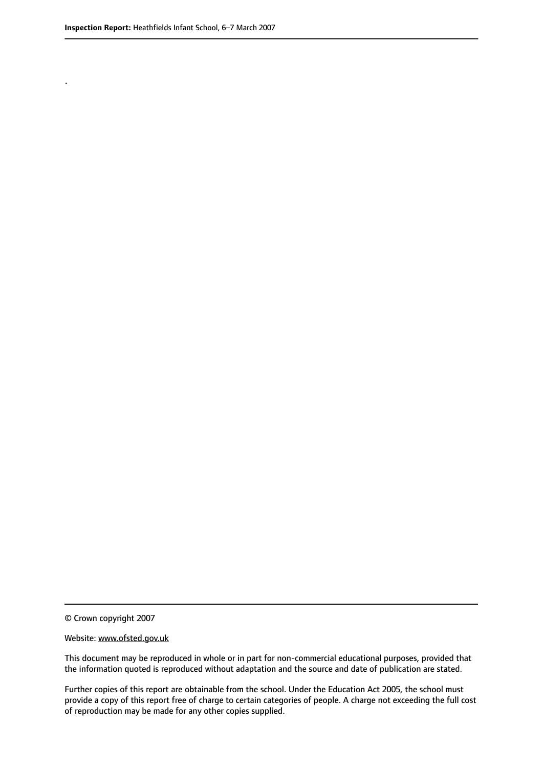.

© Crown copyright 2007

Website: www.ofsted.gov.uk

This document may be reproduced in whole or in part for non-commercial educational purposes, provided that the information quoted is reproduced without adaptation and the source and date of publication are stated.

Further copies of this report are obtainable from the school. Under the Education Act 2005, the school must provide a copy of this report free of charge to certain categories of people. A charge not exceeding the full cost of reproduction may be made for any other copies supplied.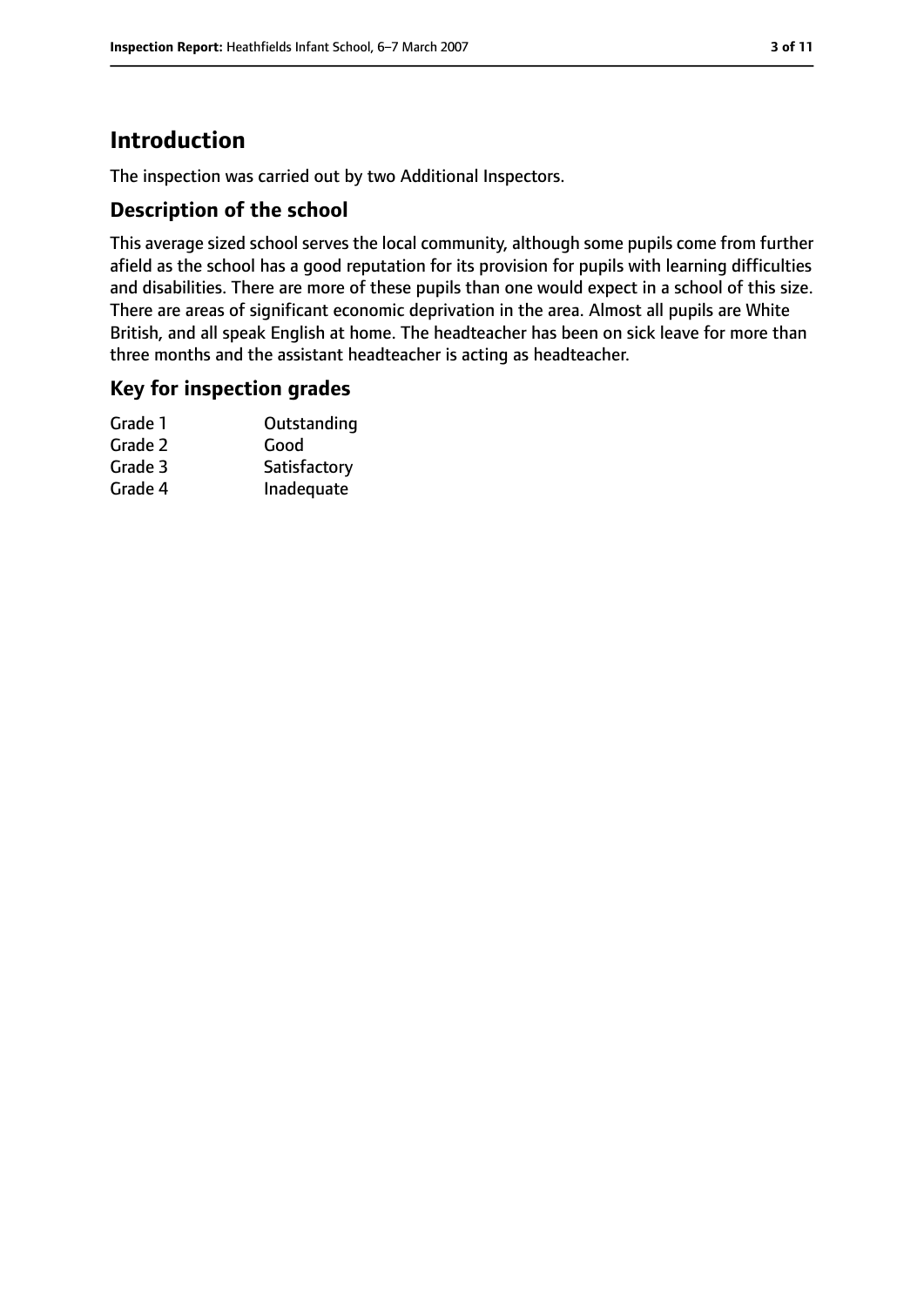# Introduction

The inspection was carried out by two Additional Inspectors.

## Description of the school

This average sized school serves the local community, although some pupils come from further afield as the school has a good reputation for its provision for pupils with learning difficulties and disabilities. There are more of these pupils than one would expect in a school of this size. There are areas of significant economic deprivation in the area. Almost all pupils are White British, and all speak English at home. The headteacher has been on sick leave for more than three months and the assistant headteacher is acting as headteacher.

## Key for inspection grades

| | |
|---|---|
| Grade 1 | Outstanding |
| Grade 2 | Good |
| Grade 3 | Satisfactory |
| Grade 4 | Inadequate |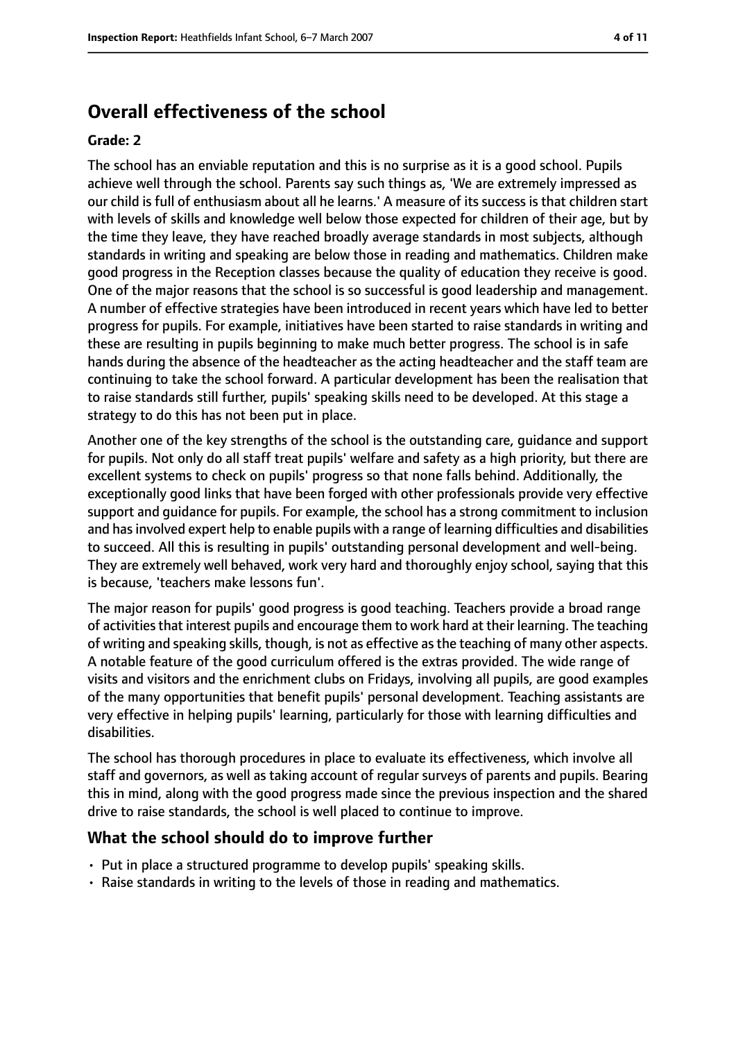## Overall effectiveness of the school

**Grade: 2**

The school has an enviable reputation and this is no surprise as it is a good school. Pupils achieve well through the school. Parents say such things as, 'We are extremely impressed as our child is full of enthusiasm about all he learns.' A measure of its success is that children start with levels of skills and knowledge well below those expected for children of their age, but by the time they leave, they have reached broadly average standards in most subjects, although standards in writing and speaking are below those in reading and mathematics. Children make good progress in the Reception classes because the quality of education they receive is good. One of the major reasons that the school is so successful is good leadership and management. A number of effective strategies have been introduced in recent years which have led to better progress for pupils. For example, initiatives have been started to raise standards in writing and these are resulting in pupils beginning to make much better progress. The school is in safe hands during the absence of the headteacher as the acting headteacher and the staff team are continuing to take the school forward. A particular development has been the realisation that to raise standards still further, pupils' speaking skills need to be developed. At this stage a strategy to do this has not been put in place.

Another one of the key strengths of the school is the outstanding care, guidance and support for pupils. Not only do all staff treat pupils' welfare and safety as a high priority, but there are excellent systems to check on pupils' progress so that none falls behind. Additionally, the exceptionally good links that have been forged with other professionals provide very effective support and guidance for pupils. For example, the school has a strong commitment to inclusion and has involved expert help to enable pupils with a range of learning difficulties and disabilities to succeed. All this is resulting in pupils' outstanding personal development and well-being. They are extremely well behaved, work very hard and thoroughly enjoy school, saying that this is because, 'teachers make lessons fun'.

The major reason for pupils' good progress is good teaching. Teachers provide a broad range of activities that interest pupils and encourage them to work hard at their learning. The teaching of writing and speaking skills, though, is not as effective as the teaching of many other aspects. A notable feature of the good curriculum offered is the extras provided. The wide range of visits and visitors and the enrichment clubs on Fridays, involving all pupils, are good examples of the many opportunities that benefit pupils' personal development. Teaching assistants are very effective in helping pupils' learning, particularly for those with learning difficulties and disabilities.

The school has thorough procedures in place to evaluate its effectiveness, which involve all staff and governors, as well as taking account of regular surveys of parents and pupils. Bearing this in mind, along with the good progress made since the previous inspection and the shared drive to raise standards, the school is well placed to continue to improve.

### What the school should do to improve further

- Put in place a structured programme to develop pupils' speaking skills.
- Raise standards in writing to the levels of those in reading and mathematics.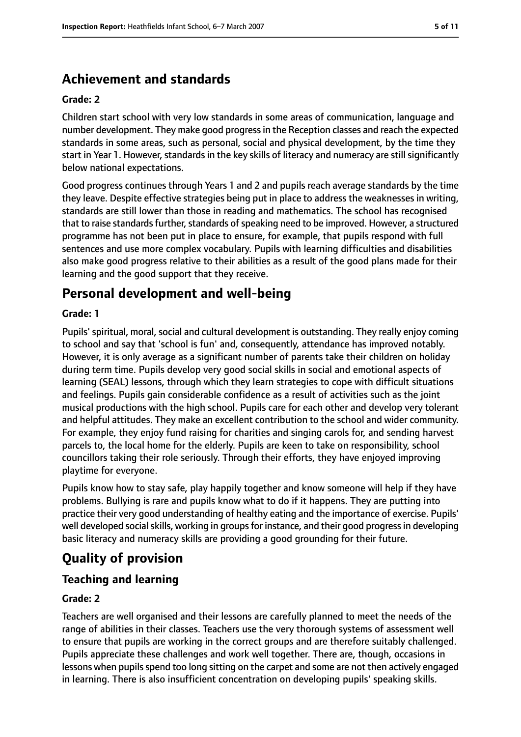## Achievement and standards

**Grade: 2**

Children start school with very low standards in some areas of communication, language and number development. They make good progress in the Reception classes and reach the expected standards in some areas, such as personal, social and physical development, by the time they start in Year 1. However, standards in the key skills of literacy and numeracy are still significantly below national expectations.

Good progress continues through Years 1 and 2 and pupils reach average standards by the time they leave. Despite effective strategies being put in place to address the weaknesses in writing, standards are still lower than those in reading and mathematics. The school has recognised that to raise standards further, standards of speaking need to be improved. However, a structured programme has not been put in place to ensure, for example, that pupils respond with full sentences and use more complex vocabulary. Pupils with learning difficulties and disabilities also make good progress relative to their abilities as a result of the good plans made for their learning and the good support that they receive.

## Personal development and well-being

**Grade: 1**

Pupils' spiritual, moral, social and cultural development is outstanding. They really enjoy coming to school and say that 'school is fun' and, consequently, attendance has improved notably. However, it is only average as a significant number of parents take their children on holiday during term time. Pupils develop very good social skills in social and emotional aspects of learning (SEAL) lessons, through which they learn strategies to cope with difficult situations and feelings. Pupils gain considerable confidence as a result of activities such as the joint musical productions with the high school. Pupils care for each other and develop very tolerant and helpful attitudes. They make an excellent contribution to the school and wider community. For example, they enjoy fund raising for charities and singing carols for, and sending harvest parcels to, the local home for the elderly. Pupils are keen to take on responsibility, school councillors taking their role seriously. Through their efforts, they have enjoyed improving playtime for everyone.

Pupils know how to stay safe, play happily together and know someone will help if they have problems. Bullying is rare and pupils know what to do if it happens. They are putting into practice their very good understanding of healthy eating and the importance of exercise. Pupils' well developed social skills, working in groups for instance, and their good progress in developing basic literacy and numeracy skills are providing a good grounding for their future.

# Quality of provision

## Teaching and learning

**Grade: 2**

Teachers are well organised and their lessons are carefully planned to meet the needs of the range of abilities in their classes. Teachers use the very thorough systems of assessment well to ensure that pupils are working in the correct groups and are therefore suitably challenged. Pupils appreciate these challenges and work well together. There are, though, occasions in lessons when pupils spend too long sitting on the carpet and some are not then actively engaged in learning. There is also insufficient concentration on developing pupils' speaking skills.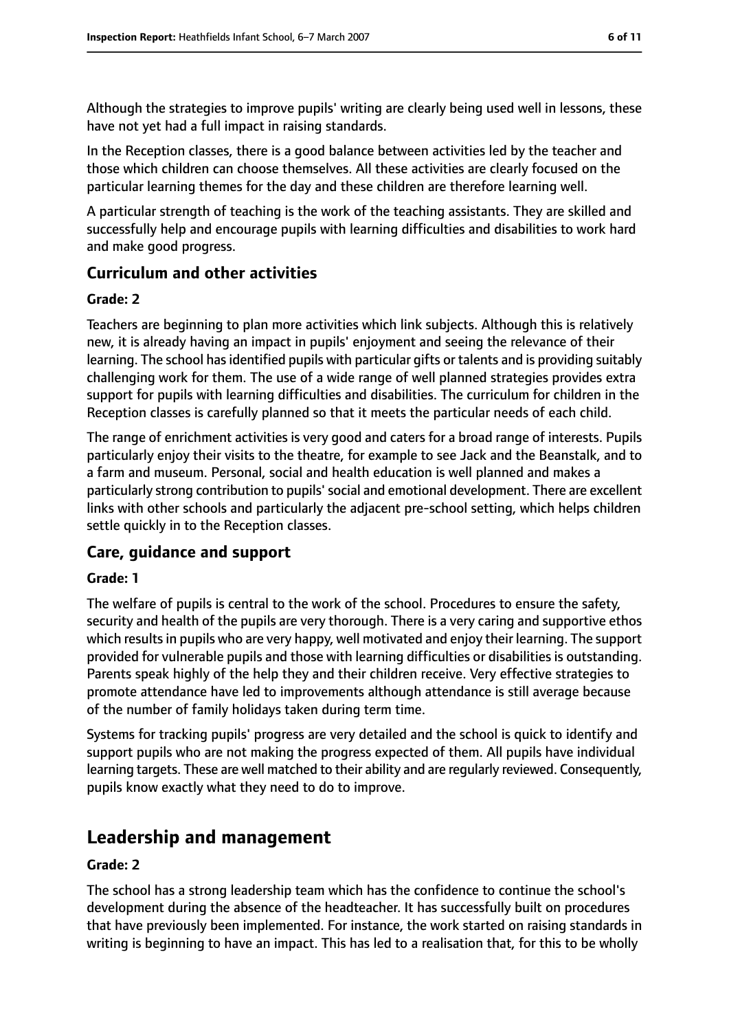Although the strategies to improve pupils' writing are clearly being used well in lessons, these have not yet had a full impact in raising standards.

In the Reception classes, there is a good balance between activities led by the teacher and those which children can choose themselves. All these activities are clearly focused on the particular learning themes for the day and these children are therefore learning well.

A particular strength of teaching is the work of the teaching assistants. They are skilled and successfully help and encourage pupils with learning difficulties and disabilities to work hard and make good progress.

### Curriculum and other activities

#### Grade: 2

Teachers are beginning to plan more activities which link subjects. Although this is relatively new, it is already having an impact in pupils' enjoyment and seeing the relevance of their learning. The school has identified pupils with particular gifts or talents and is providing suitably challenging work for them. The use of a wide range of well planned strategies provides extra support for pupils with learning difficulties and disabilities. The curriculum for children in the Reception classes is carefully planned so that it meets the particular needs of each child.

The range of enrichment activities is very good and caters for a broad range of interests. Pupils particularly enjoy their visits to the theatre, for example to see Jack and the Beanstalk, and to a farm and museum. Personal, social and health education is well planned and makes a particularly strong contribution to pupils' social and emotional development. There are excellent links with other schools and particularly the adjacent pre-school setting, which helps children settle quickly in to the Reception classes.

### Care, guidance and support

#### Grade: 1

The welfare of pupils is central to the work of the school. Procedures to ensure the safety, security and health of the pupils are very thorough. There is a very caring and supportive ethos which results in pupils who are very happy, well motivated and enjoy their learning. The support provided for vulnerable pupils and those with learning difficulties or disabilities is outstanding. Parents speak highly of the help they and their children receive. Very effective strategies to promote attendance have led to improvements although attendance is still average because of the number of family holidays taken during term time.

Systems for tracking pupils' progress are very detailed and the school is quick to identify and support pupils who are not making the progress expected of them. All pupils have individual learning targets. These are well matched to their ability and are regularly reviewed. Consequently, pupils know exactly what they need to do to improve.

## Leadership and management

#### Grade: 2

The school has a strong leadership team which has the confidence to continue the school's development during the absence of the headteacher. It has successfully built on procedures that have previously been implemented. For instance, the work started on raising standards in writing is beginning to have an impact. This has led to a realisation that, for this to be wholly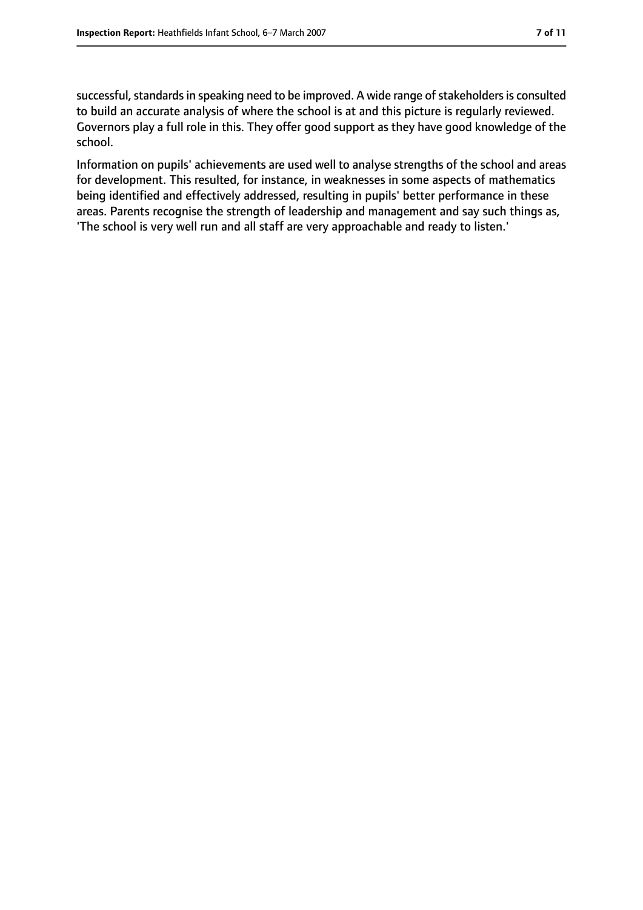successful, standards in speaking need to be improved. A wide range of stakeholders is consulted to build an accurate analysis of where the school is at and this picture is regularly reviewed. Governors play a full role in this. They offer good support as they have good knowledge of the school.

Information on pupils' achievements are used well to analyse strengths of the school and areas for development. This resulted, for instance, in weaknesses in some aspects of mathematics being identified and effectively addressed, resulting in pupils' better performance in these areas. Parents recognise the strength of leadership and management and say such things as, 'The school is very well run and all staff are very approachable and ready to listen.'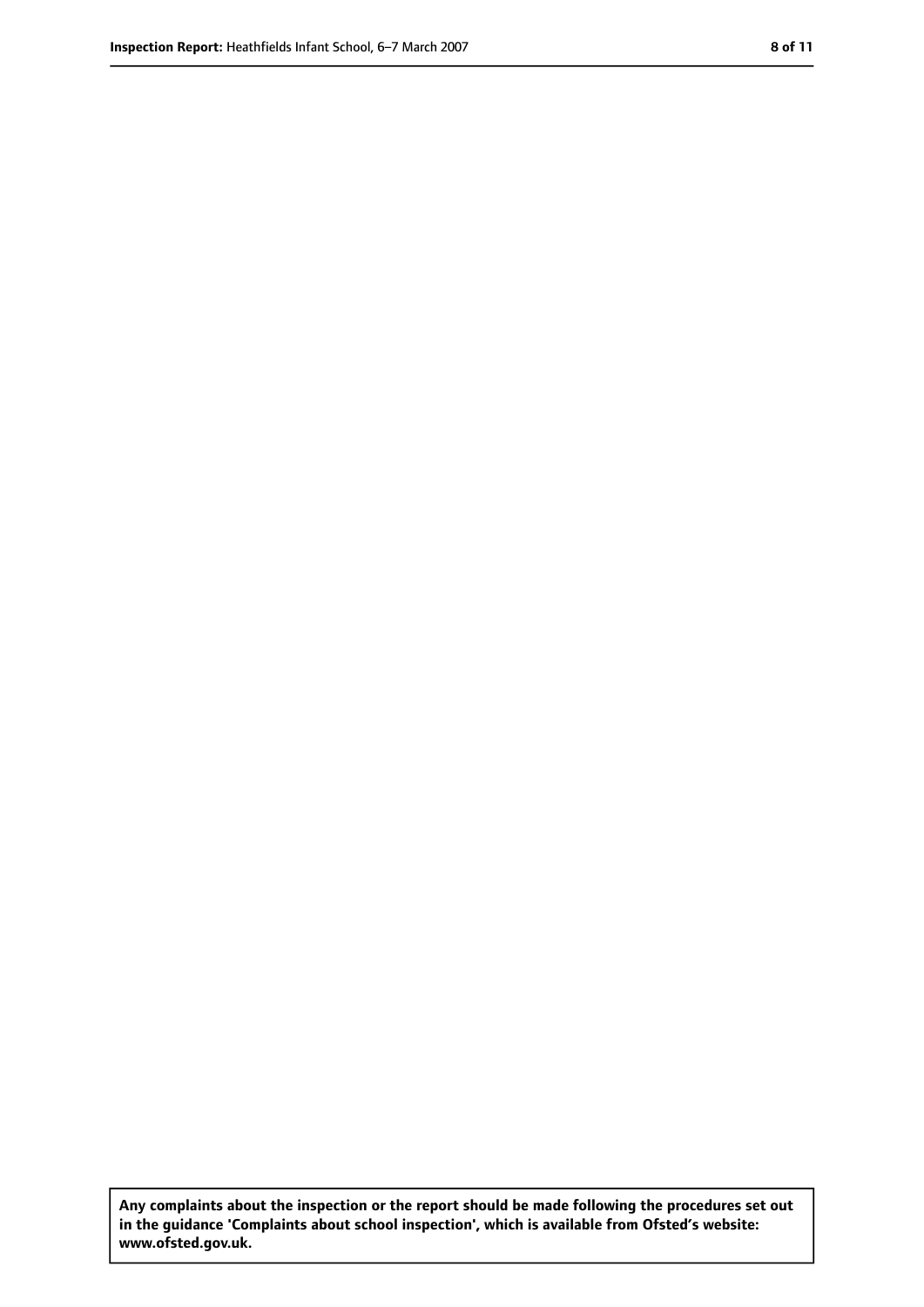**Any complaints about the inspection or the report should be made following the procedures set out in the guidance 'Complaints about school inspection', which is available from Ofsted's website: www.ofsted.gov.uk.**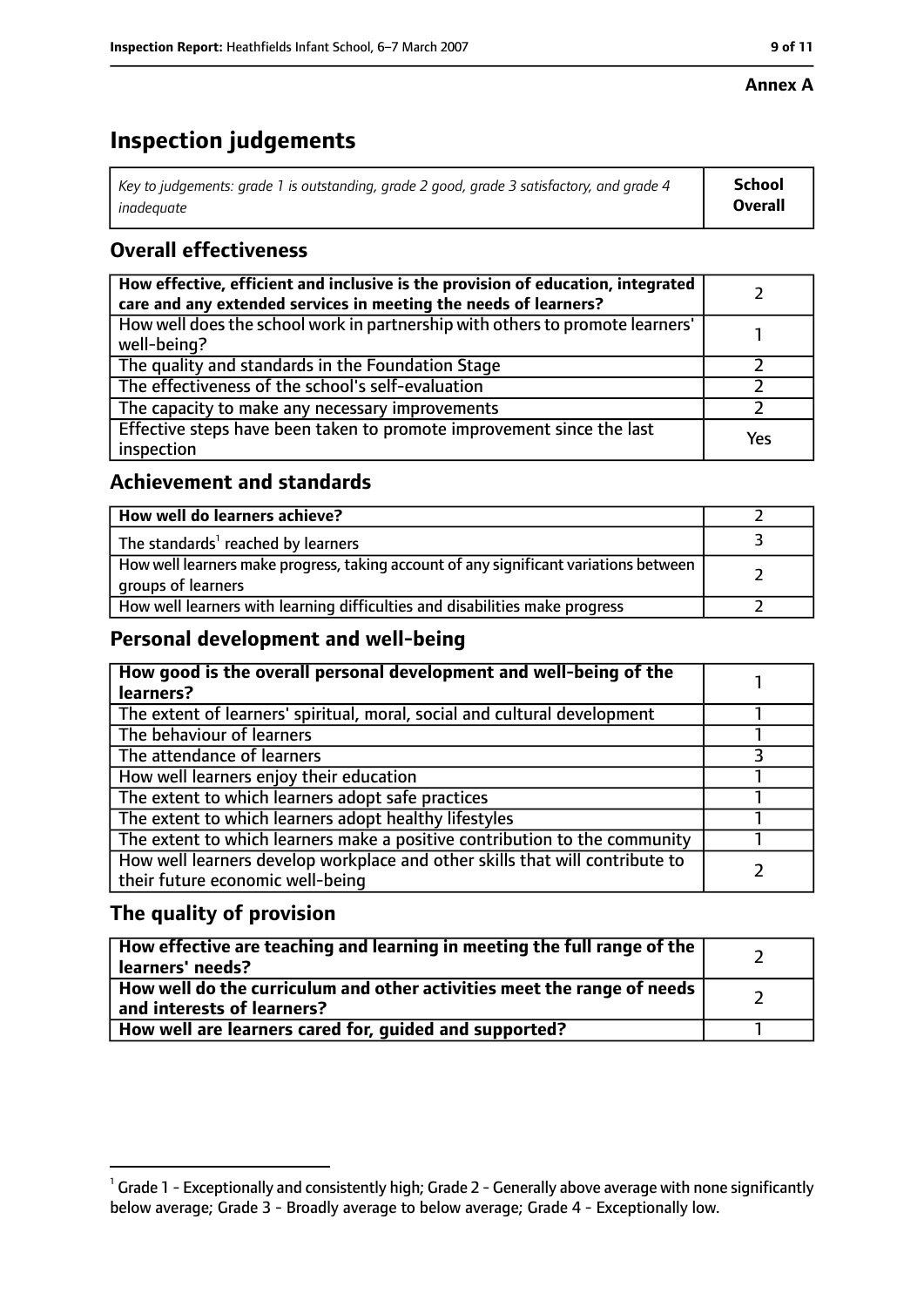**Annex A**

# Inspection judgements

| *Key to judgements: grade 1 is outstanding, grade 2 good, grade 3 satisfactory, and grade 4 inadequate* | **School Overall** |
|---|---|

## Overall effectiveness

| | |
|---|---|
| **How effective, efficient and inclusive is the provision of education, integrated care and any extended services in meeting the needs of learners?** | 2 |
| How well does the school work in partnership with others to promote learners' well-being? | 1 |
| The quality and standards in the Foundation Stage | 2 |
| The effectiveness of the school's self-evaluation | 2 |
| The capacity to make any necessary improvements | 2 |
| Effective steps have been taken to promote improvement since the last inspection | Yes |

## Achievement and standards

| | |
|---|---|
| **How well do learners achieve?** | 2 |
| The standards[1] reached by learners | 3 |
| How well learners make progress, taking account of any significant variations between groups of learners | 2 |
| How well learners with learning difficulties and disabilities make progress | 2 |

## Personal development and well-being

| | |
|---|---|
| **How good is the overall personal development and well-being of the learners?** | 1 |
| The extent of learners' spiritual, moral, social and cultural development | 1 |
| The behaviour of learners | 1 |
| The attendance of learners | 3 |
| How well learners enjoy their education | 1 |
| The extent to which learners adopt safe practices | 1 |
| The extent to which learners adopt healthy lifestyles | 1 |
| The extent to which learners make a positive contribution to the community | 1 |
| How well learners develop workplace and other skills that will contribute to their future economic well-being | 2 |

## The quality of provision

| | |
|---|---|
| **How effective are teaching and learning in meeting the full range of the learners' needs?** | 2 |
| **How well do the curriculum and other activities meet the range of needs and interests of learners?** | 2 |
| **How well are learners cared for, guided and supported?** | 1 |

[1] Grade 1 - Exceptionally and consistently high; Grade 2 - Generally above average with none significantly below average; Grade 3 - Broadly average to below average; Grade 4 - Exceptionally low.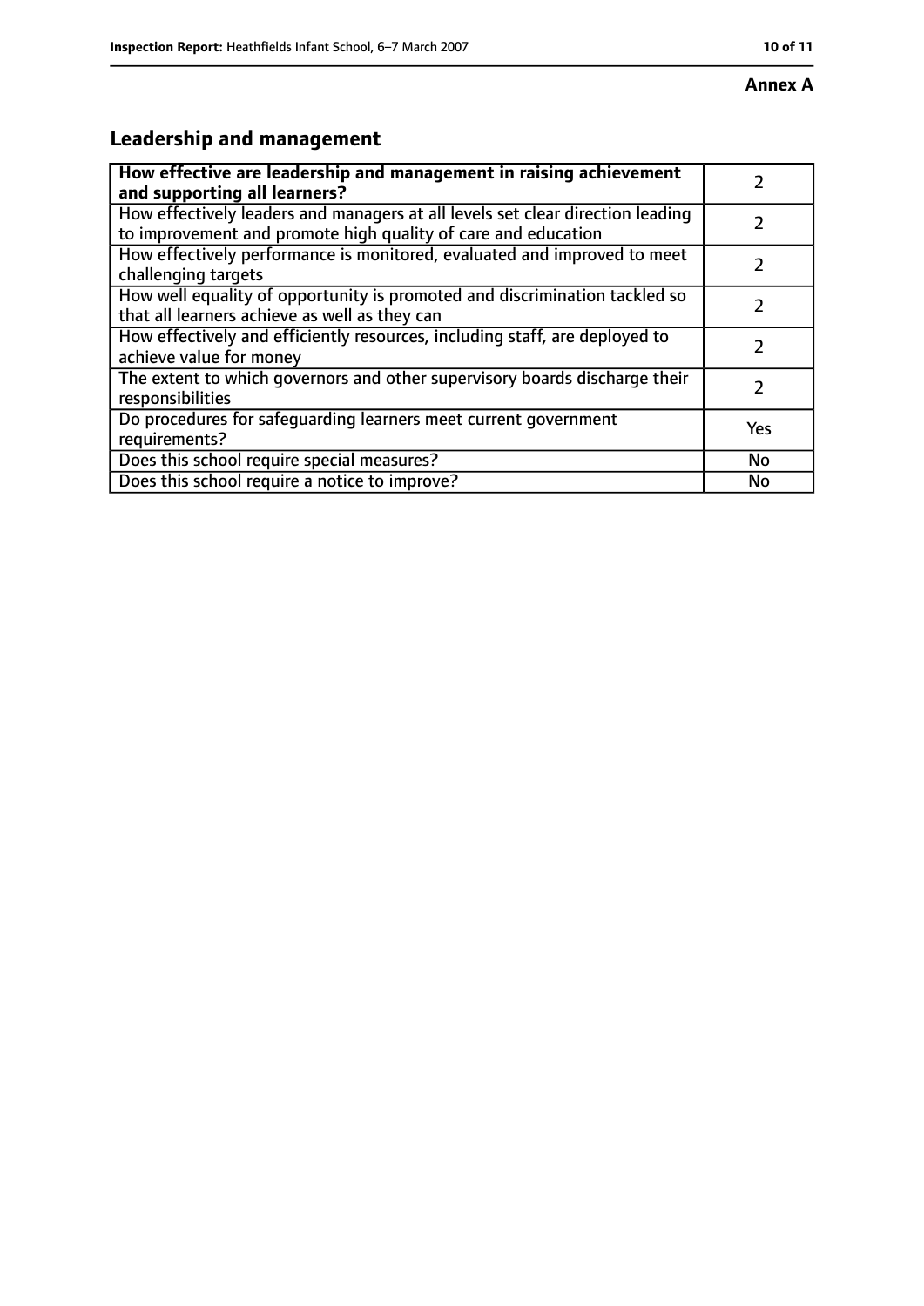**Annex A**

## Leadership and management

| How effective are leadership and management in raising achievement and supporting all learners? | 2 |
| --- | --- |
| How effectively leaders and managers at all levels set clear direction leading to improvement and promote high quality of care and education | 2 |
| How effectively performance is monitored, evaluated and improved to meet challenging targets | 2 |
| How well equality of opportunity is promoted and discrimination tackled so that all learners achieve as well as they can | 2 |
| How effectively and efficiently resources, including staff, are deployed to achieve value for money | 2 |
| The extent to which governors and other supervisory boards discharge their responsibilities | 2 |
| Do procedures for safeguarding learners meet current government requirements? | Yes |
| Does this school require special measures? | No |
| Does this school require a notice to improve? | No |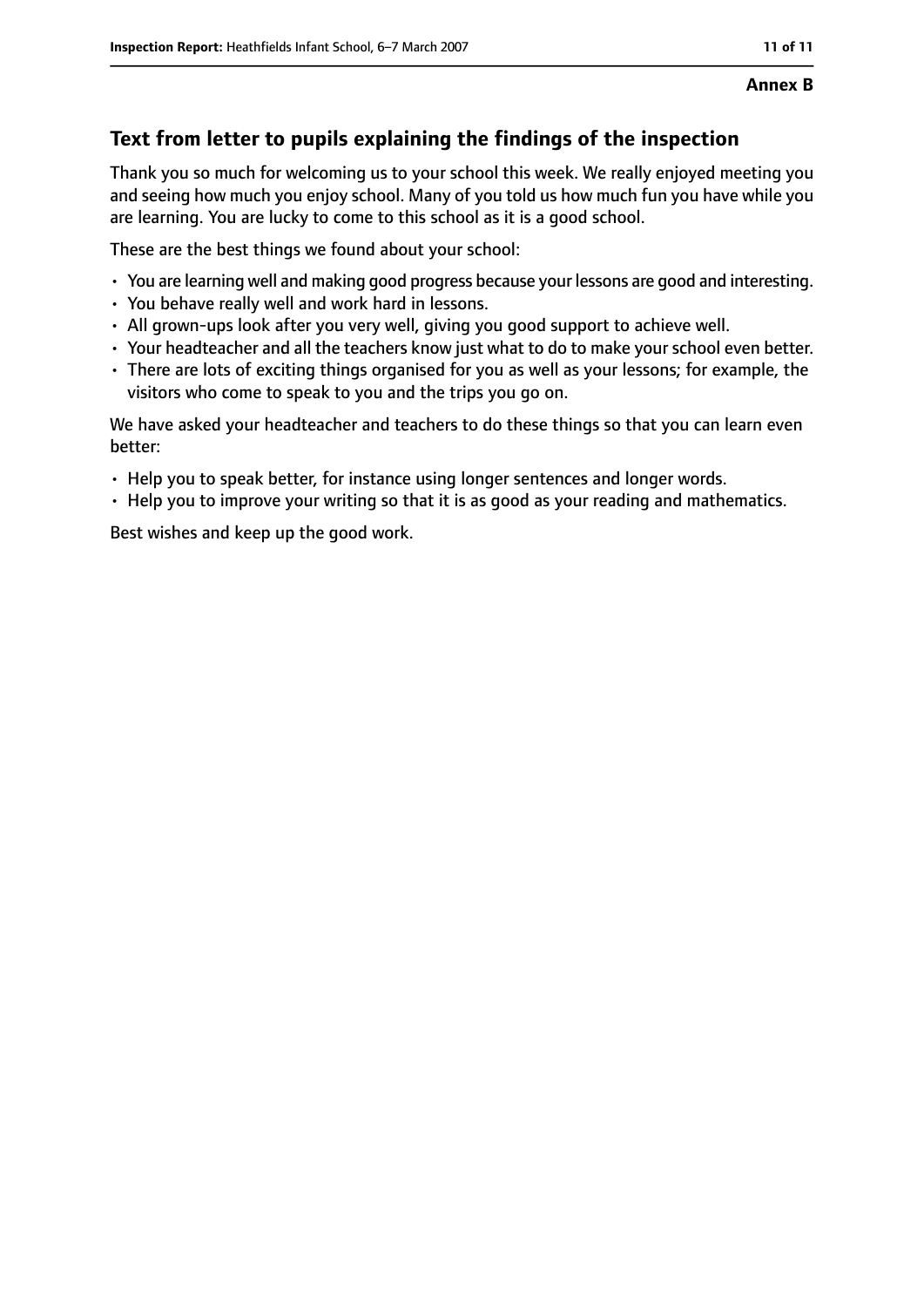**Annex B**

## Text from letter to pupils explaining the findings of the inspection

Thank you so much for welcoming us to your school this week. We really enjoyed meeting you and seeing how much you enjoy school. Many of you told us how much fun you have while you are learning. You are lucky to come to this school as it is a good school.

These are the best things we found about your school:

- You are learning well and making good progress because your lessons are good and interesting.
- You behave really well and work hard in lessons.
- All grown-ups look after you very well, giving you good support to achieve well.
- Your headteacher and all the teachers know just what to do to make your school even better.
- There are lots of exciting things organised for you as well as your lessons; for example, the visitors who come to speak to you and the trips you go on.

We have asked your headteacher and teachers to do these things so that you can learn even better:

- Help you to speak better, for instance using longer sentences and longer words.
- Help you to improve your writing so that it is as good as your reading and mathematics.

Best wishes and keep up the good work.